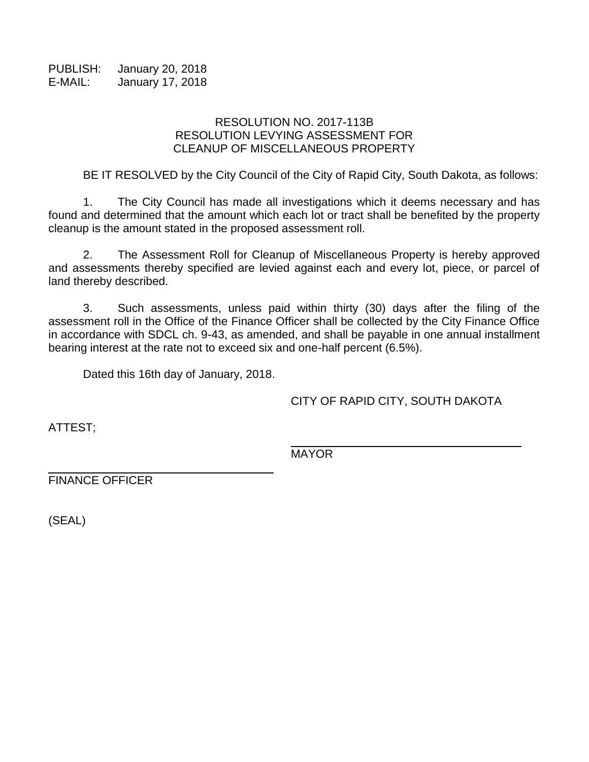PUBLISH: January 20, 2018
E-MAIL: January 17, 2018

RESOLUTION NO. 2017-113B
RESOLUTION LEVYING ASSESSMENT FOR
CLEANUP OF MISCELLANEOUS PROPERTY

BE IT RESOLVED by the City Council of the City of Rapid City, South Dakota, as follows:

1. The City Council has made all investigations which it deems necessary and has found and determined that the amount which each lot or tract shall be benefited by the property cleanup is the amount stated in the proposed assessment roll.

2. The Assessment Roll for Cleanup of Miscellaneous Property is hereby approved and assessments thereby specified are levied against each and every lot, piece, or parcel of land thereby described.

3. Such assessments, unless paid within thirty (30) days after the filing of the assessment roll in the Office of the Finance Officer shall be collected by the City Finance Office in accordance with SDCL ch. 9-43, as amended, and shall be payable in one annual installment bearing interest at the rate not to exceed six and one-half percent (6.5%).

Dated this 16th day of January, 2018.

CITY OF RAPID CITY, SOUTH DAKOTA

ATTEST;

\_\_\_\_\_\_\_\_\_\_\_\_\_\_\_\_\_\_\_\_\_\_\_\_\_\_\_\_\_\_\_\_\_\_\_
MAYOR

\_\_\_\_\_\_\_\_\_\_\_\_\_\_\_\_\_\_\_\_\_\_\_\_\_\_\_\_\_\_\_\_\_\_\_
FINANCE OFFICER

(SEAL)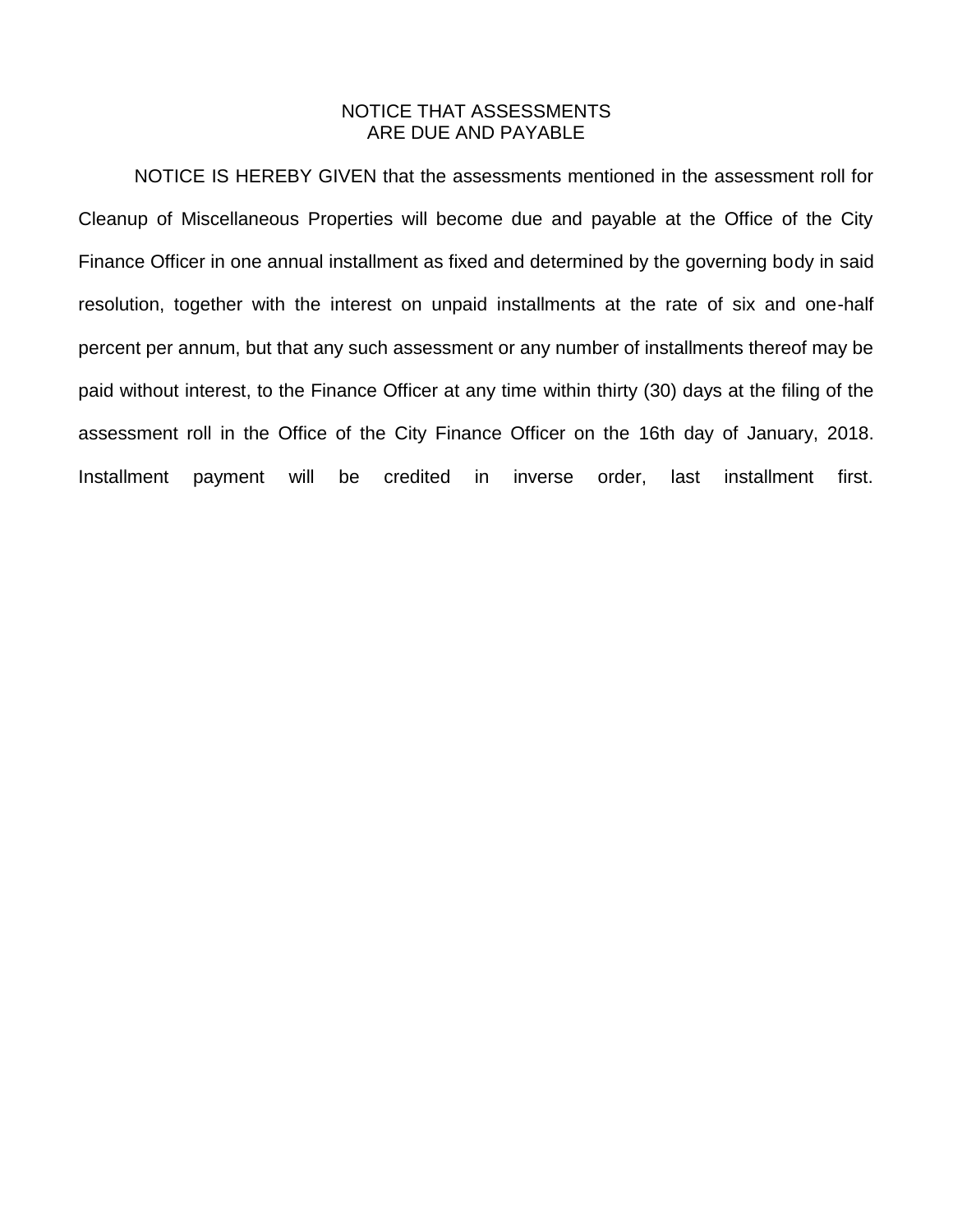# NOTICE THAT ASSESSMENTS ARE DUE AND PAYABLE

NOTICE IS HEREBY GIVEN that the assessments mentioned in the assessment roll for Cleanup of Miscellaneous Properties will become due and payable at the Office of the City Finance Officer in one annual installment as fixed and determined by the governing body in said resolution, together with the interest on unpaid installments at the rate of six and one-half percent per annum, but that any such assessment or any number of installments thereof may be paid without interest, to the Finance Officer at any time within thirty (30) days at the filing of the assessment roll in the Office of the City Finance Officer on the 16th day of January, 2018. Installment payment will be credited in inverse order, last installment first.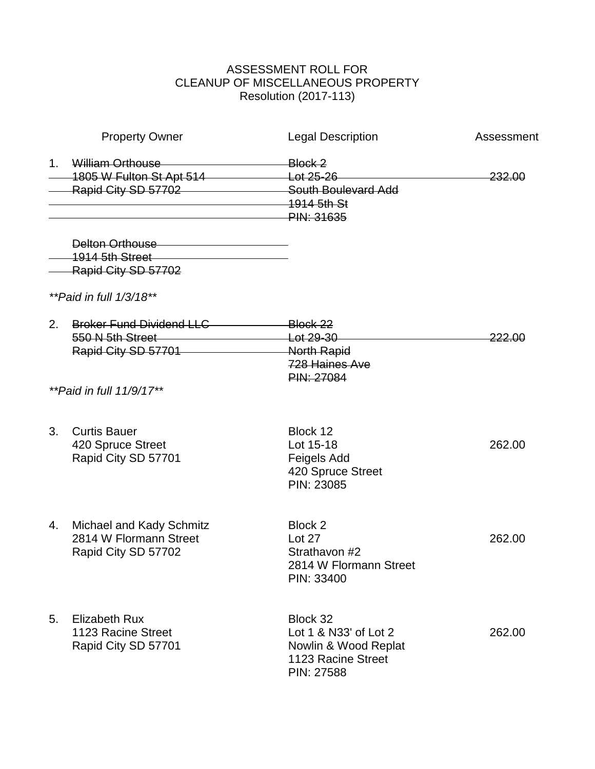ASSESSMENT ROLL FOR
CLEANUP OF MISCELLANEOUS PROPERTY
Resolution (2017-113)

| | Property Owner | Legal Description | Assessment |
|---|---|---|---|
| 1. | ~~William Orthouse~~<br>~~1805 W Fulton St Apt 514~~<br>~~Rapid City SD 57702~~ | ~~Block 2~~<br>~~Lot 25-26~~<br>~~South Boulevard Add~~<br>~~1914 5th St~~<br>~~PIN: 31635~~ | ~~232.00~~ |
| | ~~Delton Orthouse~~<br>~~1914 5th Street~~<br>~~Rapid City SD 57702~~ | | |
| | *\*\*Paid in full 1/3/18\*\** | | |
| 2. | ~~Broker Fund Dividend LLC~~<br>~~550 N 5th Street~~<br>~~Rapid City SD 57701~~ | ~~Block 22~~<br>~~Lot 29-30~~<br>~~North Rapid~~<br>~~728 Haines Ave~~<br>~~PIN: 27084~~ | ~~222.00~~ |
| | *\*\*Paid in full 11/9/17\*\** | | |
| 3. | Curtis Bauer<br>420 Spruce Street<br>Rapid City SD 57701 | Block 12<br>Lot 15-18<br>Feigels Add<br>420 Spruce Street<br>PIN: 23085 | 262.00 |
| 4. | Michael and Kady Schmitz<br>2814 W Flormann Street<br>Rapid City SD 57702 | Block 2<br>Lot 27<br>Strathavon #2<br>2814 W Flormann Street<br>PIN: 33400 | 262.00 |
| 5. | Elizabeth Rux<br>1123 Racine Street<br>Rapid City SD 57701 | Block 32<br>Lot 1 & N33' of Lot 2<br>Nowlin & Wood Replat<br>1123 Racine Street<br>PIN: 27588 | 262.00 |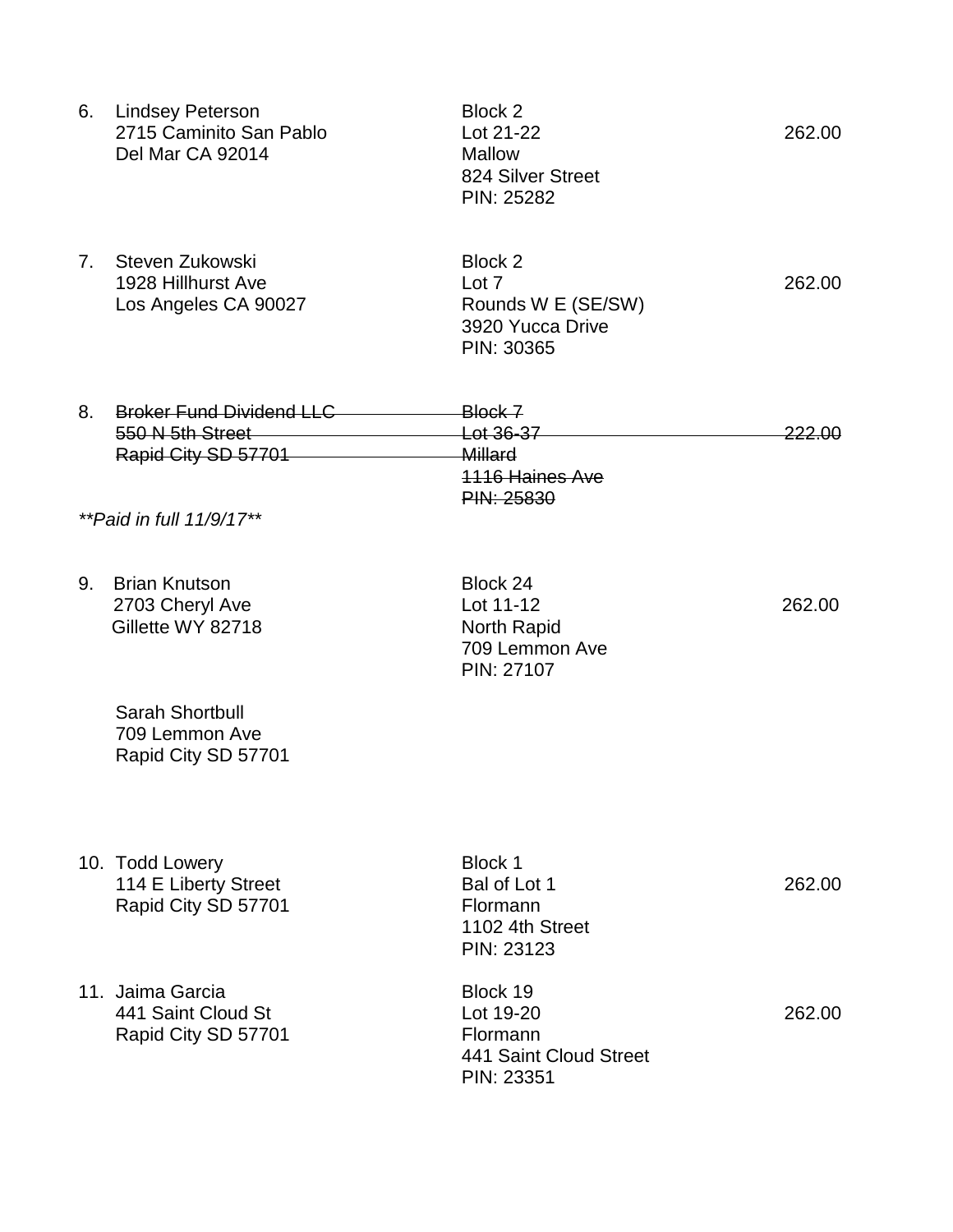| No. | Owner | Property | Amount |
|---|---|---|---|
| 6. | Lindsey Peterson<br>2715 Caminito San Pablo<br>Del Mar CA 92014 | Block 2<br>Lot 21-22<br>Mallow<br>824 Silver Street<br>PIN: 25282 | 262.00 |
| 7. | Steven Zukowski<br>1928 Hillhurst Ave<br>Los Angeles CA 90027 | Block 2<br>Lot 7<br>Rounds W E (SE/SW)<br>3920 Yucca Drive<br>PIN: 30365 | 262.00 |
| 8. | ~~Broker Fund Dividend LLC~~<br>~~550 N 5th Street~~<br>~~Rapid City SD 57701~~<br><br>***Paid in full 11/9/17*** | ~~Block 7~~<br>~~Lot 36-37~~<br>~~Millard~~<br>~~1116 Haines Ave~~<br>~~PIN: 25830~~ | ~~222.00~~ |
| 9. | Brian Knutson<br>2703 Cheryl Ave<br>Gillette WY 82718<br><br>Sarah Shortbull<br>709 Lemmon Ave<br>Rapid City SD 57701 | Block 24<br>Lot 11-12<br>North Rapid<br>709 Lemmon Ave<br>PIN: 27107 | 262.00 |
| 10. | Todd Lowery<br>114 E Liberty Street<br>Rapid City SD 57701 | Block 1<br>Bal of Lot 1<br>Flormann<br>1102 4th Street<br>PIN: 23123 | 262.00 |
| 11. | Jaima Garcia<br>441 Saint Cloud St<br>Rapid City SD 57701 | Block 19<br>Lot 19-20<br>Flormann<br>441 Saint Cloud Street<br>PIN: 23351 | 262.00 |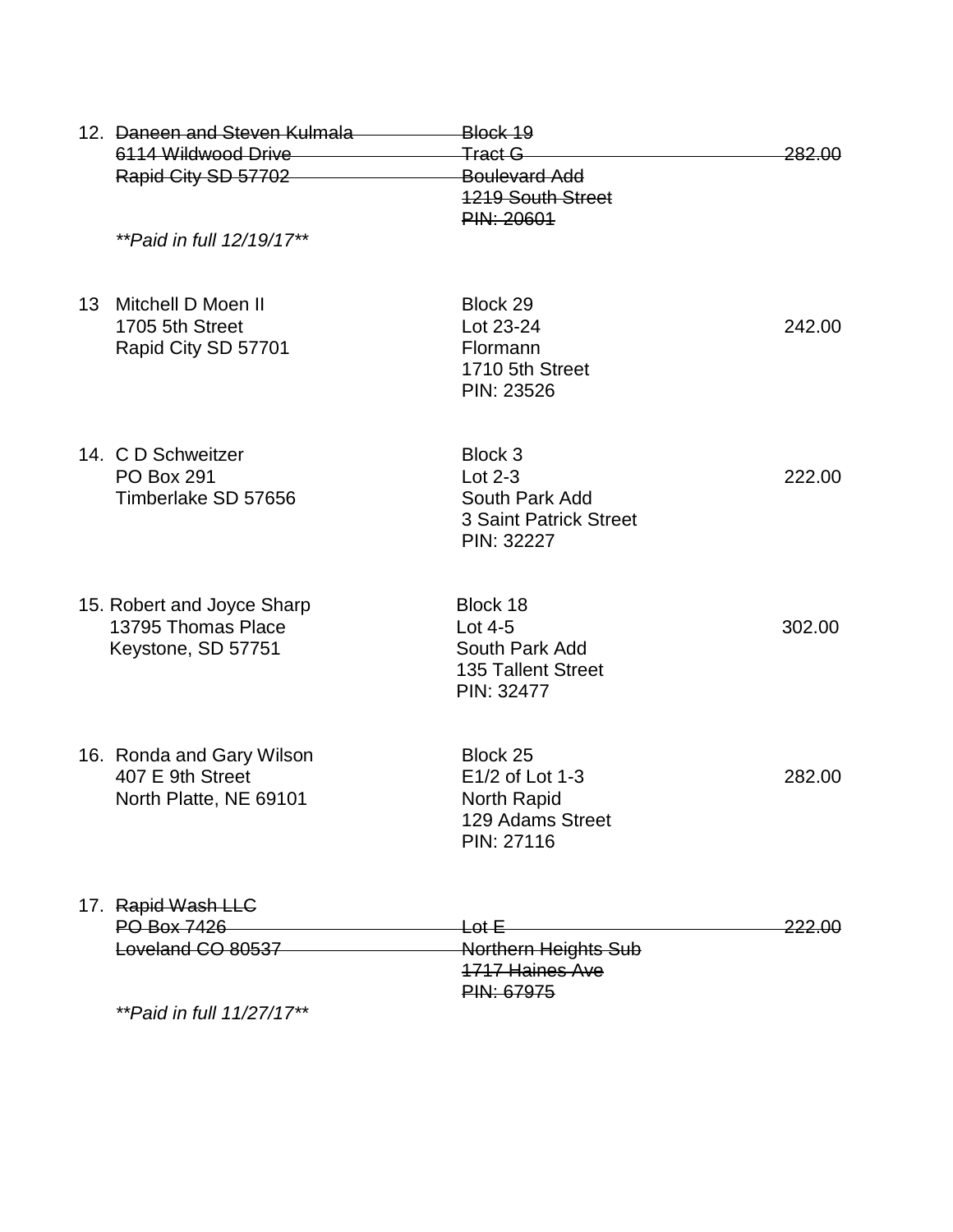| | | | |
|---|---|---|---|
| 12. | ~~Daneen and Steven Kulmala~~<br>~~6114 Wildwood Drive~~<br>~~Rapid City SD 57702~~<br><br>*\*\*Paid in full 12/19/17\*\** | ~~Block 19~~<br>~~Tract G~~<br>~~Boulevard Add~~<br>~~1219 South Street~~<br>~~PIN: 20601~~ | ~~282.00~~ |
| 13 | Mitchell D Moen II<br>1705 5th Street<br>Rapid City SD 57701 | Block 29<br>Lot 23-24<br>Flormann<br>1710 5th Street<br>PIN: 23526 | 242.00 |
| 14. | C D Schweitzer<br>PO Box 291<br>Timberlake SD 57656 | Block 3<br>Lot 2-3<br>South Park Add<br>3 Saint Patrick Street<br>PIN: 32227 | 222.00 |
| 15. | Robert and Joyce Sharp<br>13795 Thomas Place<br>Keystone, SD 57751 | Block 18<br>Lot 4-5<br>South Park Add<br>135 Tallent Street<br>PIN: 32477 | 302.00 |
| 16. | Ronda and Gary Wilson<br>407 E 9th Street<br>North Platte, NE 69101 | Block 25<br>E1/2 of Lot 1-3<br>North Rapid<br>129 Adams Street<br>PIN: 27116 | 282.00 |
| 17. | ~~Rapid Wash LLC~~<br>~~PO Box 7426~~<br>~~Loveland CO 80537~~<br><br>*\*\*Paid in full 11/27/17\*\** | ~~Lot E~~<br>~~Northern Heights Sub~~<br>~~1717 Haines Ave~~<br>~~PIN: 67975~~ | ~~222.00~~ |